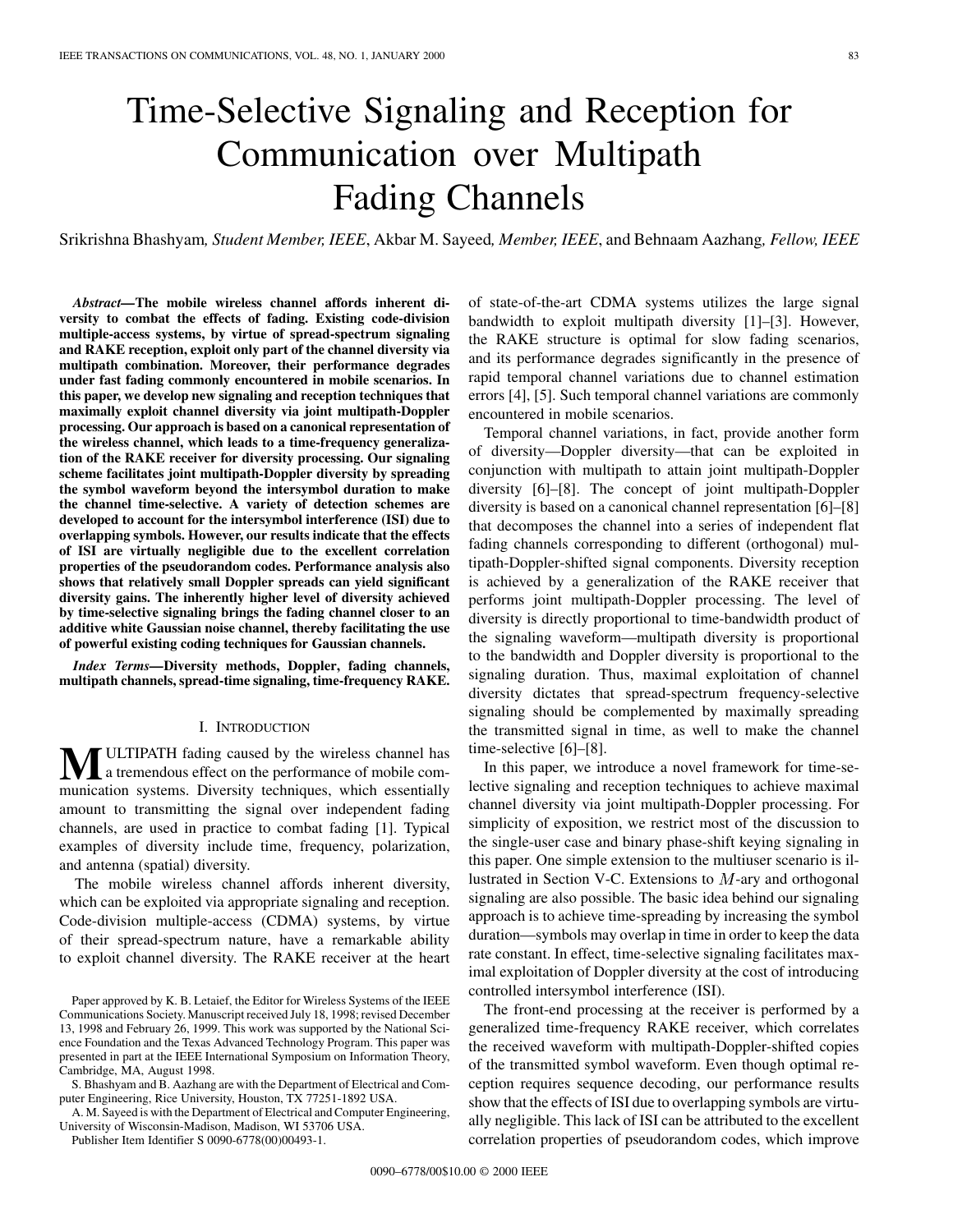# Time-Selective Signaling and Reception for Communication over Multipath Fading Channels

Srikrishna Bhashyam, *Student Member, IEEE*, Akbar M. Sayeed, *Member, IEEE*, and Behnaam Aazhang, *Fellow, IEEE*

***Abstract*—The mobile wireless channel affords inherent diversity to combat the effects of fading. Existing code-division multiple-access systems, by virtue of spread-spectrum signaling and RAKE reception, exploit only part of the channel diversity via multipath combination. Moreover, their performance degrades under fast fading commonly encountered in mobile scenarios. In this paper, we develop new signaling and reception techniques that maximally exploit channel diversity via joint multipath-Doppler processing. Our approach is based on a canonical representation of the wireless channel, which leads to a time-frequency generalization of the RAKE receiver for diversity processing. Our signaling scheme facilitates joint multipath-Doppler diversity by spreading the symbol waveform beyond the intersymbol duration to make the channel time-selective. A variety of detection schemes are developed to account for the intersymbol interference (ISI) due to overlapping symbols. However, our results indicate that the effects of ISI are virtually negligible due to the excellent correlation properties of the pseudorandom codes. Performance analysis also shows that relatively small Doppler spreads can yield significant diversity gains. The inherently higher level of diversity achieved by time-selective signaling brings the fading channel closer to an additive white Gaussian noise channel, thereby facilitating the use of powerful existing coding techniques for Gaussian channels.**

***Index Terms*—Diversity methods, Doppler, fading channels, multipath channels, spread-time signaling, time-frequency RAKE.**

## I. Introduction

Multipath fading caused by the wireless channel has a tremendous effect on the performance of mobile communication systems. Diversity techniques, which essentially amount to transmitting the signal over independent fading channels, are used in practice to combat fading [1]. Typical examples of diversity include time, frequency, polarization, and antenna (spatial) diversity.

The mobile wireless channel affords inherent diversity, which can be exploited via appropriate signaling and reception. Code-division multiple-access (CDMA) systems, by virtue of their spread-spectrum nature, have a remarkable ability to exploit channel diversity. The RAKE receiver at the heart of state-of-the-art CDMA systems utilizes the large signal bandwidth to exploit multipath diversity [1]–[3]. However, the RAKE structure is optimal for slow fading scenarios, and its performance degrades significantly in the presence of rapid temporal channel variations due to channel estimation errors [4], [5]. Such temporal channel variations are commonly encountered in mobile scenarios.

Temporal channel variations, in fact, provide another form of diversity—Doppler diversity—that can be exploited in conjunction with multipath to attain joint multipath-Doppler diversity [6]–[8]. The concept of joint multipath-Doppler diversity is based on a canonical channel representation [6]–[8] that decomposes the channel into a series of independent flat fading channels corresponding to different (orthogonal) multipath-Doppler-shifted signal components. Diversity reception is achieved by a generalization of the RAKE receiver that performs joint multipath-Doppler processing. The level of diversity is directly proportional to time-bandwidth product of the signaling waveform—multipath diversity is proportional to the bandwidth and Doppler diversity is proportional to the signaling duration. Thus, maximal exploitation of channel diversity dictates that spread-spectrum frequency-selective signaling should be complemented by maximally spreading the transmitted signal in time, as well to make the channel time-selective [6]–[8].

In this paper, we introduce a novel framework for time-selective signaling and reception techniques to achieve maximal channel diversity via joint multipath-Doppler processing. For simplicity of exposition, we restrict most of the discussion to the single-user case and binary phase-shift keying signaling in this paper. One simple extension to the multiuser scenario is illustrated in Section V-C. Extensions to $M$-ary and orthogonal signaling are also possible. The basic idea behind our signaling approach is to achieve time-spreading by increasing the symbol duration—symbols may overlap in time in order to keep the data rate constant. In effect, time-selective signaling facilitates maximal exploitation of Doppler diversity at the cost of introducing controlled intersymbol interference (ISI).

The front-end processing at the receiver is performed by a generalized time-frequency RAKE receiver, which correlates the received waveform with multipath-Doppler-shifted copies of the transmitted symbol waveform. Even though optimal reception requires sequence decoding, our performance results show that the effects of ISI due to overlapping symbols are virtually negligible. This lack of ISI can be attributed to the excellent correlation properties of pseudorandom codes, which improve

---

Paper approved by K. B. Letaief, the Editor for Wireless Systems of the IEEE Communications Society. Manuscript received July 18, 1998; revised December 13, 1998 and February 26, 1999. This work was supported by the National Science Foundation and the Texas Advanced Technology Program. This paper was presented in part at the IEEE International Symposium on Information Theory, Cambridge, MA, August 1998.

S. Bhashyam and B. Aazhang are with the Department of Electrical and Computer Engineering, Rice University, Houston, TX 77251-1892 USA.

A. M. Sayeed is with the Department of Electrical and Computer Engineering, University of Wisconsin-Madison, Madison, WI 53706 USA.

Publisher Item Identifier S 0090-6778(00)00493-1.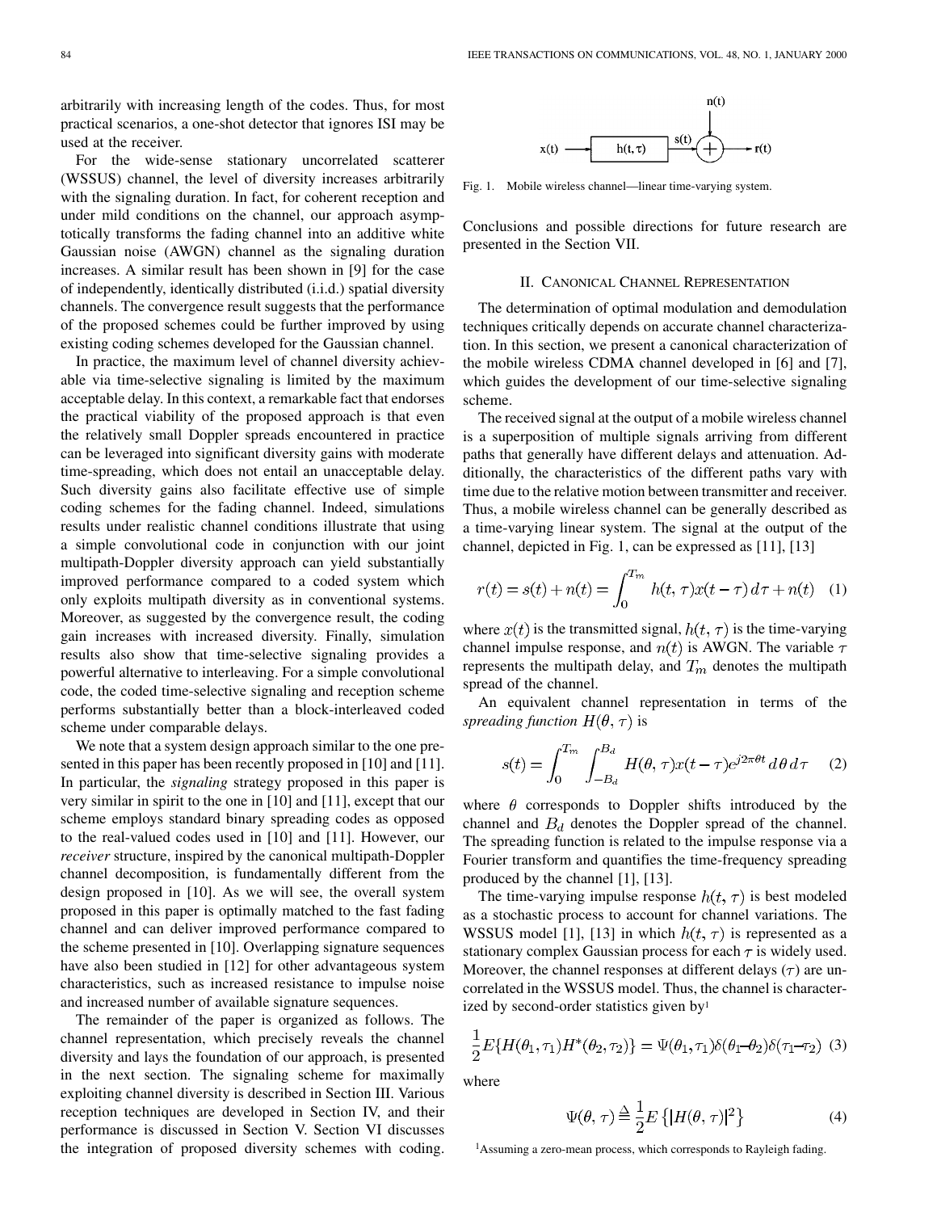arbitrarily with increasing length of the codes. Thus, for most practical scenarios, a one-shot detector that ignores ISI may be used at the receiver.

For the wide-sense stationary uncorrelated scatterer (WSSUS) channel, the level of diversity increases arbitrarily with the signaling duration. In fact, for coherent reception and under mild conditions on the channel, our approach asymptotically transforms the fading channel into an additive white Gaussian noise (AWGN) channel as the signaling duration increases. A similar result has been shown in [9] for the case of independently, identically distributed (i.i.d.) spatial diversity channels. The convergence result suggests that the performance of the proposed schemes could be further improved by using existing coding schemes developed for the Gaussian channel.

In practice, the maximum level of channel diversity achievable via time-selective signaling is limited by the maximum acceptable delay. In this context, a remarkable fact that endorses the practical viability of the proposed approach is that even the relatively small Doppler spreads encountered in practice can be leveraged into significant diversity gains with moderate time-spreading, which does not entail an unacceptable delay. Such diversity gains also facilitate effective use of simple coding schemes for the fading channel. Indeed, simulations results under realistic channel conditions illustrate that using a simple convolutional code in conjunction with our joint multipath-Doppler diversity approach can yield substantially improved performance compared to a coded system which only exploits multipath diversity as in conventional systems. Moreover, as suggested by the convergence result, the coding gain increases with increased diversity. Finally, simulation results also show that time-selective signaling provides a powerful alternative to interleaving. For a simple convolutional code, the coded time-selective signaling and reception scheme performs substantially better than a block-interleaved coded scheme under comparable delays.

We note that a system design approach similar to the one presented in this paper has been recently proposed in [10] and [11]. In particular, the *signaling* strategy proposed in this paper is very similar in spirit to the one in [10] and [11], except that our scheme employs standard binary spreading codes as opposed to the real-valued codes used in [10] and [11]. However, our *receiver* structure, inspired by the canonical multipath-Doppler channel decomposition, is fundamentally different from the design proposed in [10]. As we will see, the overall system proposed in this paper is optimally matched to the fast fading channel and can deliver improved performance compared to the scheme presented in [10]. Overlapping signature sequences have also been studied in [12] for other advantageous system characteristics, such as increased resistance to impulse noise and increased number of available signature sequences.

The remainder of the paper is organized as follows. The channel representation, which precisely reveals the channel diversity and lays the foundation of our approach, is presented in the next section. The signaling scheme for maximally exploiting channel diversity is described in Section III. Various reception techniques are developed in Section IV, and their performance is discussed in Section V. Section VI discusses the integration of proposed diversity schemes with coding. Conclusions and possible directions for future research are presented in the Section VII.

x(t) → h(t, τ) → s(t) → + → r(t)
n(t)

Fig. 1. Mobile wireless channel—linear time-varying system.

## II. Canonical Channel Representation

The determination of optimal modulation and demodulation techniques critically depends on accurate channel characterization. In this section, we present a canonical characterization of the mobile wireless CDMA channel developed in [6] and [7], which guides the development of our time-selective signaling scheme.

The received signal at the output of a mobile wireless channel is a superposition of multiple signals arriving from different paths that generally have different delays and attenuation. Additionally, the characteristics of the different paths vary with time due to the relative motion between transmitter and receiver. Thus, a mobile wireless channel can be generally described as a time-varying linear system. The signal at the output of the channel, depicted in Fig. 1, can be expressed as [11], [13]

$$r(t) = s(t) + n(t) = \int_0^{T_m} h(t, \tau)x(t - \tau)\, d\tau + n(t) \quad (1)$$

where $x(t)$ is the transmitted signal, $h(t, \tau)$ is the time-varying channel impulse response, and $n(t)$ is AWGN. The variable $\tau$ represents the multipath delay, and $T_m$ denotes the multipath spread of the channel.

An equivalent channel representation in terms of the *spreading function* $H(\theta, \tau)$ is

$$s(t) = \int_0^{T_m} \int_{-B_d}^{B_d} H(\theta, \tau)x(t - \tau)e^{j2\pi\theta t}\, d\theta\, d\tau \quad (2)$$

where $\theta$ corresponds to Doppler shifts introduced by the channel and $B_d$ denotes the Doppler spread of the channel. The spreading function is related to the impulse response via a Fourier transform and quantifies the time-frequency spreading produced by the channel [1], [13].

The time-varying impulse response $h(t, \tau)$ is best modeled as a stochastic process to account for channel variations. The WSSUS model [1], [13] in which $h(t, \tau)$ is represented as a stationary complex Gaussian process for each $\tau$ is widely used. Moreover, the channel responses at different delays ($\tau$) are uncorrelated in the WSSUS model. Thus, the channel is characterized by second-order statistics given by[1]

$$\frac{1}{2}E\{H(\theta_1, \tau_1)H^*(\theta_2, \tau_2)\} = \Psi(\theta_1, \tau_1)\delta(\theta_1 - \theta_2)\delta(\tau_1 - \tau_2) \quad (3)$$

where

$$\Psi(\theta, \tau) \triangleq \frac{1}{2}E\left\{|H(\theta, \tau)|^2\right\} \quad (4)$$

[1] Assuming a zero-mean process, which corresponds to Rayleigh fading.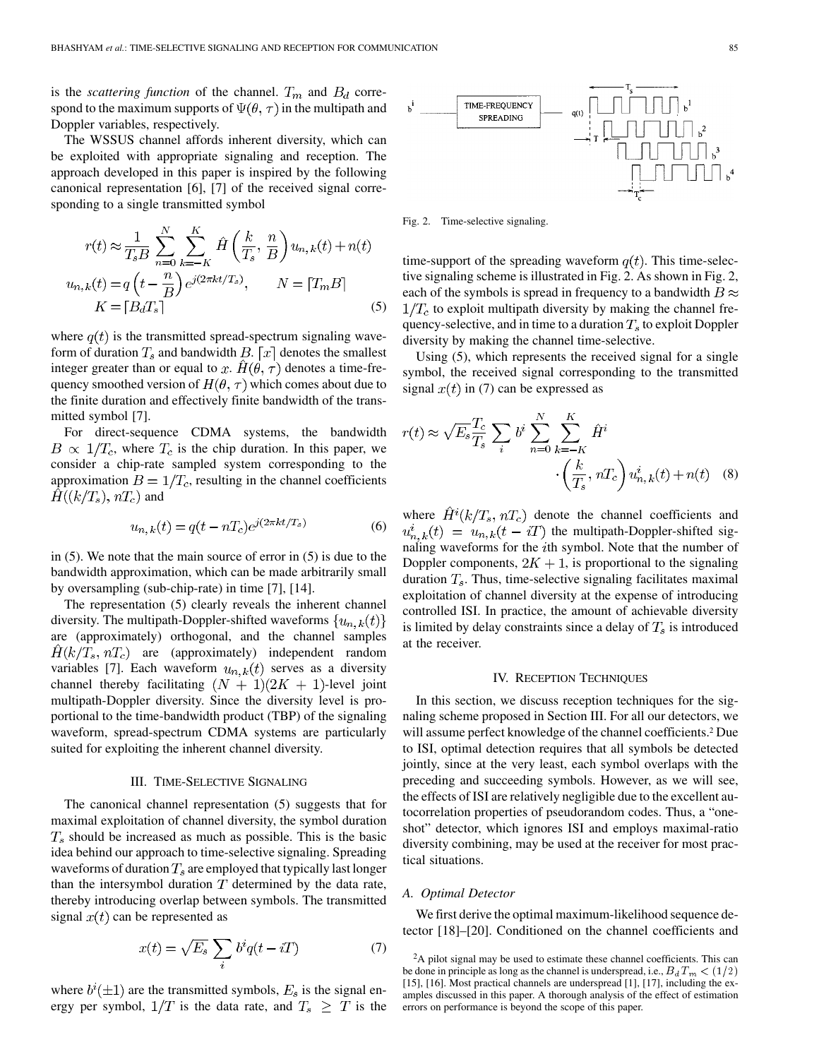is the *scattering function* of the channel. $T_m$ and $B_d$ correspond to the maximum supports of $\Psi(\theta, \tau)$ in the multipath and Doppler variables, respectively.

The WSSUS channel affords inherent diversity, which can be exploited with appropriate signaling and reception. The approach developed in this paper is inspired by the following canonical representation [6], [7] of the received signal corresponding to a single transmitted symbol

$$
\begin{aligned}
r(t) &\approx \frac{1}{T_s B} \sum_{n=0}^{N} \sum_{k=-K}^{K} \hat{H}\left(\frac{k}{T_s}, \frac{n}{B}\right) u_{n,k}(t) + n(t) \\
u_{n,k}(t) &= q\left(t - \frac{n}{B}\right) e^{j(2\pi k t / T_s)}, \qquad N = \lceil T_m B \rceil \\
K &= \lceil B_d T_s \rceil
\end{aligned}
\tag{5}
$$

where $q(t)$ is the transmitted spread-spectrum signaling waveform of duration $T_s$ and bandwidth $B$. $\lceil x \rceil$ denotes the smallest integer greater than or equal to $x$. $\hat{H}(\theta, \tau)$ denotes a time-frequency smoothed version of $H(\theta, \tau)$ which comes about due to the finite duration and effectively finite bandwidth of the transmitted symbol [7].

For direct-sequence CDMA systems, the bandwidth $B \propto 1/T_c$, where $T_c$ is the chip duration. In this paper, we consider a chip-rate sampled system corresponding to the approximation $B = 1/T_c$, resulting in the channel coefficients $\hat{H}((k/T_s), nT_c)$ and

$$
u_{n,k}(t) = q(t - nT_c) e^{j(2\pi k t / T_s)}
\tag{6}
$$

in (5). We note that the main source of error in (5) is due to the bandwidth approximation, which can be made arbitrarily small by oversampling (sub-chip-rate) in time [7], [14].

The representation (5) clearly reveals the inherent channel diversity. The multipath-Doppler-shifted waveforms $\{u_{n,k}(t)\}$ are (approximately) orthogonal, and the channel samples $\hat{H}(k/T_s, nT_c)$ are (approximately) independent random variables [7]. Each waveform $u_{n,k}(t)$ serves as a diversity channel thereby facilitating $(N+1)(2K+1)$-level joint multipath-Doppler diversity. Since the diversity level is proportional to the time-bandwidth product (TBP) of the signaling waveform, spread-spectrum CDMA systems are particularly suited for exploiting the inherent channel diversity.

## III. Time-Selective Signaling

The canonical channel representation (5) suggests that for maximal exploitation of channel diversity, the symbol duration $T_s$ should be increased as much as possible. This is the basic idea behind our approach to time-selective signaling. Spreading waveforms of duration $T_s$ are employed that typically last longer than the intersymbol duration $T$ determined by the data rate, thereby introducing overlap between symbols. The transmitted signal $x(t)$ can be represented as

$$
x(t) = \sqrt{E_s} \sum_i b^i q(t - iT)
\tag{7}
$$

where $b^i (\pm 1)$ are the transmitted symbols, $E_s$ is the signal energy per symbol, $1/T$ is the data rate, and $T_s \geq T$ is the time-support of the spreading waveform $q(t)$. This time-selective signaling scheme is illustrated in Fig. 2. As shown in Fig. 2, each of the symbols is spread in frequency to a bandwidth $B \approx 1/T_c$ to exploit multipath diversity by making the channel frequency-selective, and in time to a duration $T_s$ to exploit Doppler diversity by making the channel time-selective.

Fig. 2. Time-selective signaling.

Using (5), which represents the received signal for a single symbol, the received signal corresponding to the transmitted signal $x(t)$ in (7) can be expressed as

$$
r(t) \approx \sqrt{E_s} \frac{T_c}{T_s} \sum_i b^i \sum_{n=0}^{N} \sum_{k=-K}^{K} \hat{H}^i \cdot \left(\frac{k}{T_s}, nT_c\right) u_{n,k}^i(t) + n(t)
\tag{8}
$$

where $\hat{H}^i(k/T_s, nT_c)$ denote the channel coefficients and $u_{n,k}^i(t) = u_{n,k}(t - iT)$ the multipath-Doppler-shifted signaling waveforms for the $i$th symbol. Note that the number of Doppler components, $2K+1$, is proportional to the signaling duration $T_s$. Thus, time-selective signaling facilitates maximal exploitation of channel diversity at the expense of introducing controlled ISI. In practice, the amount of achievable diversity is limited by delay constraints since a delay of $T_s$ is introduced at the receiver.

## IV. Reception Techniques

In this section, we discuss reception techniques for the signaling scheme proposed in Section III. For all our detectors, we will assume perfect knowledge of the channel coefficients.[2] Due to ISI, optimal detection requires that all symbols be detected jointly, since at the very least, each symbol overlaps with the preceding and succeeding symbols. However, as we will see, the effects of ISI are relatively negligible due to the excellent autocorrelation properties of pseudorandom codes. Thus, a "one-shot" detector, which ignores ISI and employs maximal-ratio diversity combining, may be used at the receiver for most practical situations.

### A. Optimal Detector

We first derive the optimal maximum-likelihood sequence detector [18]–[20]. Conditioned on the channel coefficients and

[2] A pilot signal may be used to estimate these channel coefficients. This can be done in principle as long as the channel is underspread, i.e., $B_d T_m < (1/2)$ [15], [16]. Most practical channels are underspread [1], [17], including the examples discussed in this paper. A thorough analysis of the effect of estimation errors on performance is beyond the scope of this paper.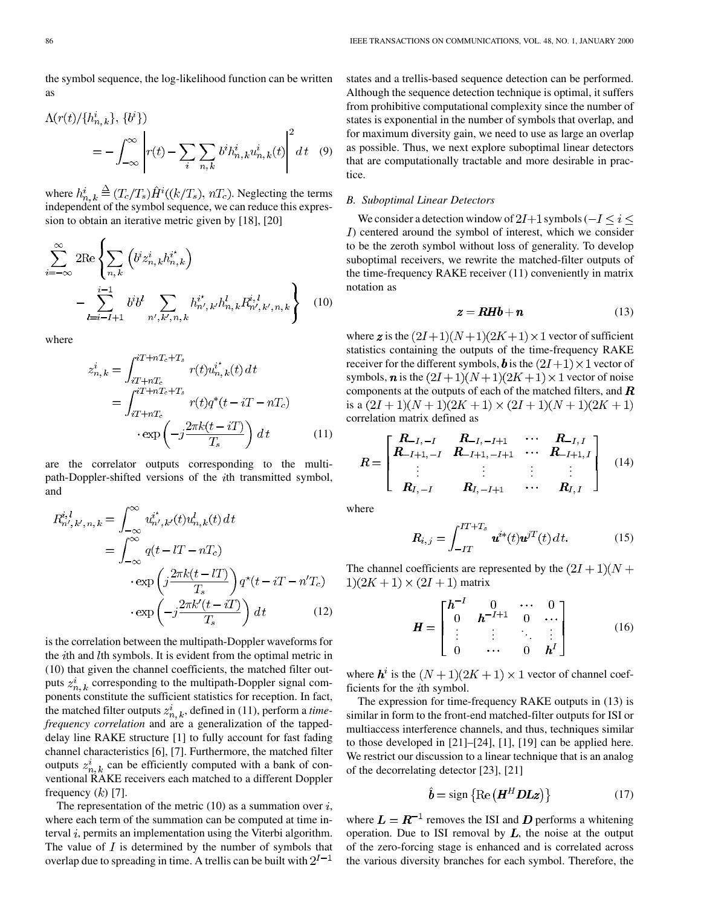the symbol sequence, the log-likelihood function can be written as

$$\Lambda(r(t)/\{h^i_{n,k}\}, \{b^i\}) = -\int_{-\infty}^{\infty} \left| r(t) - \sum_i \sum_{n,k} b^i h^i_{n,k} u^i_{n,k}(t) \right|^2 dt \quad (9)$$

where $h^i_{n,k} \triangleq (T_c/T_s)\hat{H}^i((k/T_s), nT_c)$. Neglecting the terms independent of the symbol sequence, we can reduce this expression to obtain an iterative metric given by [18], [20]

$$\sum_{i=-\infty}^{\infty} 2\text{Re}\left\{ \sum_{n,k} \left( b^i z^i_{n,k} h^{i*}_{n,k} \right) - \sum_{l=i-I+1}^{i-1} b^i b^l \sum_{n',k',n,k} h^{i*}_{n',k'} h^l_{n,k} R^{i,l}_{n',k',n,k} \right\} \quad (10)$$

where

$$\begin{aligned} z^i_{n,k} &= \int_{iT+nT_c}^{iT+nT_c+T_s} r(t) u^{i*}_{n,k}(t)\, dt \\ &= \int_{iT+nT_c}^{iT+nT_c+T_s} r(t) q^*(t - iT - nT_c) \\ &\quad \cdot \exp\left(-j\frac{2\pi k(t-iT)}{T_s}\right) dt \end{aligned} \quad (11)$$

are the correlator outputs corresponding to the multipath-Doppler-shifted versions of the $i$th transmitted symbol, and

$$\begin{aligned} R^{i,l}_{n',k',n,k} &= \int_{-\infty}^{\infty} u^{i*}_{n',k'}(t) u^l_{n,k}(t)\, dt \\ &= \int_{-\infty}^{\infty} q(t - lT - nT_c) \\ &\quad \cdot \exp\left(j\frac{2\pi k(t-lT)}{T_s}\right) q^*(t - iT - n'T_c) \\ &\quad \cdot \exp\left(-j\frac{2\pi k'(t-iT)}{T_s}\right) dt \end{aligned} \quad (12)$$

is the correlation between the multipath-Doppler waveforms for the $i$th and $l$th symbols. It is evident from the optimal metric in (10) that given the channel coefficients, the matched filter outputs $z^i_{n,k}$ corresponding to the multipath-Doppler signal components constitute the sufficient statistics for reception. In fact, the matched filter outputs $z^i_{n,k}$, defined in (11), perform a *time-frequency correlation* and are a generalization of the tapped-delay line RAKE structure [1] to fully account for fast fading channel characteristics [6], [7]. Furthermore, the matched filter outputs $z^i_{n,k}$ can be efficiently computed with a bank of conventional RAKE receivers each matched to a different Doppler frequency ($k$) [7].

The representation of the metric (10) as a summation over $i$, where each term of the summation can be computed at time interval $i$, permits an implementation using the Viterbi algorithm. The value of $I$ is determined by the number of symbols that overlap due to spreading in time. A trellis can be built with $2^{I-1}$ states and a trellis-based sequence detection can be performed. Although the sequence detection technique is optimal, it suffers from prohibitive computational complexity since the number of states is exponential in the number of symbols that overlap, and for maximum diversity gain, we need to use as large an overlap as possible. Thus, we next explore suboptimal linear detectors that are computationally tractable and more desirable in practice.

### B. Suboptimal Linear Detectors

We consider a detection window of $2I+1$ symbols ($-I \leq i \leq I$) centered around the symbol of interest, which we consider to be the zeroth symbol without loss of generality. To develop suboptimal receivers, we rewrite the matched-filter outputs of the time-frequency RAKE receiver (11) conveniently in matrix notation as

$$\boldsymbol{z} = \boldsymbol{R}\boldsymbol{H}\boldsymbol{b} + \boldsymbol{n} \quad (13)$$

where $\boldsymbol{z}$ is the $(2I+1)(N+1)(2K+1)\times 1$ vector of sufficient statistics containing the outputs of the time-frequency RAKE receiver for the different symbols, $\boldsymbol{b}$ is the $(2I+1)\times 1$ vector of symbols, $\boldsymbol{n}$ is the $(2I+1)(N+1)(2K+1)\times 1$ vector of noise components at the outputs of each of the matched filters, and $\boldsymbol{R}$ is a $(2I+1)(N+1)(2K+1)\times(2I+1)(N+1)(2K+1)$ correlation matrix defined as

$$\boldsymbol{R} = \begin{bmatrix} \boldsymbol{R}_{-I,-I} & \boldsymbol{R}_{-I,-I+1} & \cdots & \boldsymbol{R}_{-I,I} \\ \boldsymbol{R}_{-I+1,-I} & \boldsymbol{R}_{-I+1,-I+1} & \cdots & \boldsymbol{R}_{-I+1,I} \\ \vdots & \vdots & \vdots & \vdots \\ \boldsymbol{R}_{I,-I} & \boldsymbol{R}_{I,-I+1} & \cdots & \boldsymbol{R}_{I,I} \end{bmatrix} \quad (14)$$

where

$$\boldsymbol{R}_{i,j} = \int_{-IT}^{IT+T_s} \boldsymbol{u}^{i*}(t)\boldsymbol{u}^{jT}(t)\, dt. \quad (15)$$

The channel coefficients are represented by the $(2I+1)(N+1)(2K+1)\times(2I+1)$ matrix

$$\boldsymbol{H} = \begin{bmatrix} \boldsymbol{h}^{-I} & 0 & \cdots & 0 \\ 0 & \boldsymbol{h}^{-I+1} & 0 & \cdots \\ \vdots & \vdots & \ddots & \vdots \\ 0 & \cdots & 0 & \boldsymbol{h}^I \end{bmatrix} \quad (16)$$

where $\boldsymbol{h}^i$ is the $(N+1)(2K+1)\times 1$ vector of channel coefficients for the $i$th symbol.

The expression for time-frequency RAKE outputs in (13) is similar in form to the front-end matched-filter outputs for ISI or multiaccess interference channels, and thus, techniques similar to those developed in [21]–[24], [1], [19] can be applied here. We restrict our discussion to a linear technique that is an analog of the decorrelating detector [23], [21]

$$\hat{\boldsymbol{b}} = \text{sign}\left\{\text{Re}\left(\boldsymbol{H}^H\boldsymbol{D}\boldsymbol{L}\boldsymbol{z}\right)\right\} \quad (17)$$

where $\boldsymbol{L} = \boldsymbol{R}^{-1}$ removes the ISI and $\boldsymbol{D}$ performs a whitening operation. Due to ISI removal by $\boldsymbol{L}$, the noise at the output of the zero-forcing stage is enhanced and is correlated across the various diversity branches for each symbol. Therefore, the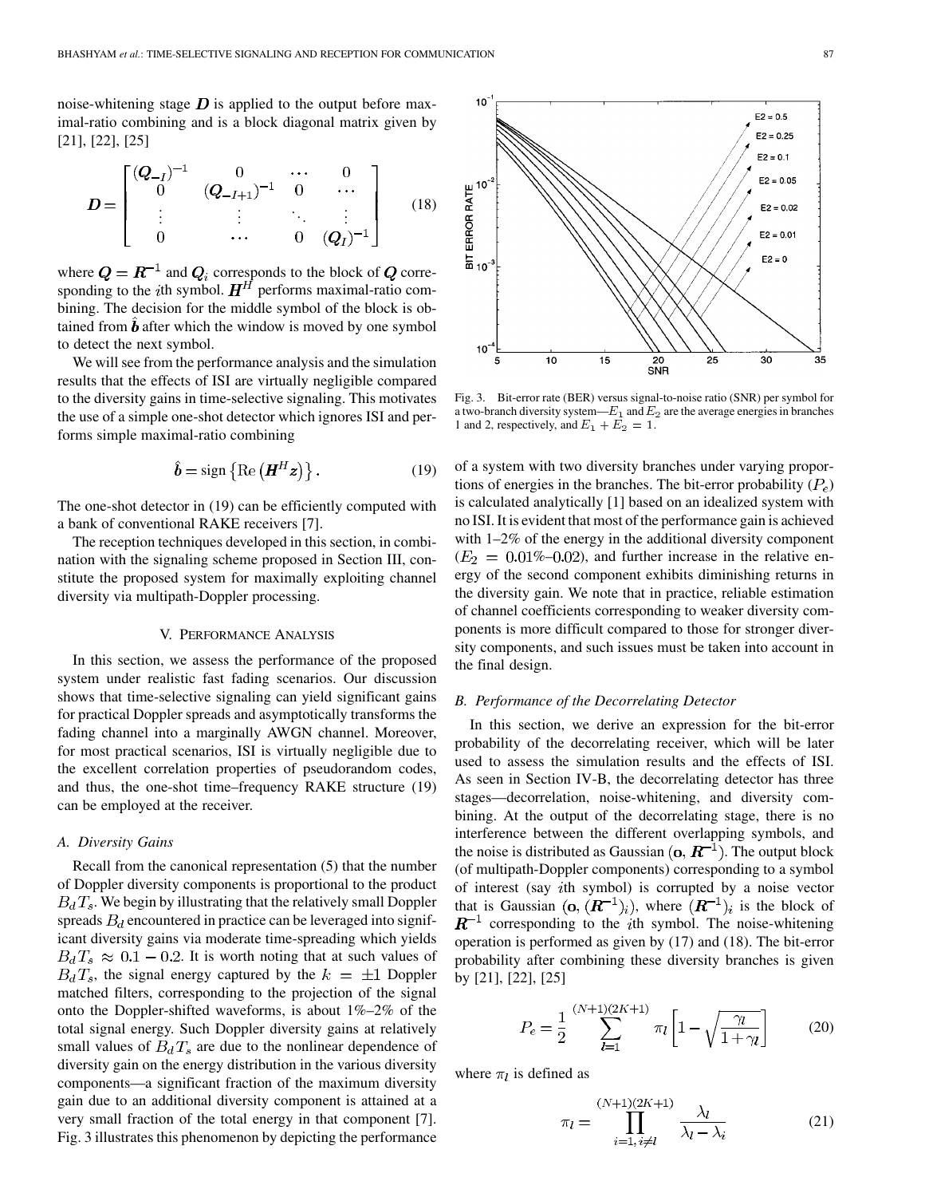noise-whitening stage $\boldsymbol{D}$ is applied to the output before maximal-ratio combining and is a block diagonal matrix given by [21], [22], [25]

$$\boldsymbol{D}=\begin{bmatrix} (\boldsymbol{Q}_{-I})^{-1} & 0 & \cdots & 0 \\ 0 & (\boldsymbol{Q}_{-I+1})^{-1} & 0 & \cdots \\ \vdots & \vdots & \ddots & \vdots \\ 0 & \cdots & 0 & (\boldsymbol{Q}_{I})^{-1} \end{bmatrix} \tag{18}$$

where $\boldsymbol{Q}=\boldsymbol{R}^{-1}$ and $\boldsymbol{Q}_i$ corresponds to the block of $\boldsymbol{Q}$ corresponding to the $i$th symbol. $\boldsymbol{H}^H$ performs maximal-ratio combining. The decision for the middle symbol of the block is obtained from $\hat{\boldsymbol{b}}$ after which the window is moved by one symbol to detect the next symbol.

We will see from the performance analysis and the simulation results that the effects of ISI are virtually negligible compared to the diversity gains in time-selective signaling. This motivates the use of a simple one-shot detector which ignores ISI and performs simple maximal-ratio combining

$$\hat{\boldsymbol{b}}=\operatorname{sign}\left\{\operatorname{Re}\left(\boldsymbol{H}^H\boldsymbol{z}\right)\right\}. \tag{19}$$

The one-shot detector in (19) can be efficiently computed with a bank of conventional RAKE receivers [7].

The reception techniques developed in this section, in combination with the signaling scheme proposed in Section III, constitute the proposed system for maximally exploiting channel diversity via multipath-Doppler processing.

## V. Performance Analysis

In this section, we assess the performance of the proposed system under realistic fast fading scenarios. Our discussion shows that time-selective signaling can yield significant gains for practical Doppler spreads and asymptotically transforms the fading channel into a marginally AWGN channel. Moreover, for most practical scenarios, ISI is virtually negligible due to the excellent correlation properties of pseudorandom codes, and thus, the one-shot time–frequency RAKE structure (19) can be employed at the receiver.

### A. Diversity Gains

Recall from the canonical representation (5) that the number of Doppler diversity components is proportional to the product $B_dT_s$. We begin by illustrating that the relatively small Doppler spreads $B_d$ encountered in practice can be leveraged into significant diversity gains via moderate time-spreading which yields $B_dT_s \approx 0.1-0.2$. It is worth noting that at such values of $B_dT_s$, the signal energy captured by the $k=\pm 1$ Doppler matched filters, corresponding to the projection of the signal onto the Doppler-shifted waveforms, is about 1%–2% of the total signal energy. Such Doppler diversity gains at relatively small values of $B_dT_s$ are due to the nonlinear dependence of diversity gain on the energy distribution in the various diversity components—a significant fraction of the maximum diversity gain due to an additional diversity component is attained at a very small fraction of the total energy in that component [7]. Fig. 3 illustrates this phenomenon by depicting the performance of a system with two diversity branches under varying proportions of energies in the branches. The bit-error probability ($P_e$) is calculated analytically [1] based on an idealized system with no ISI. It is evident that most of the performance gain is achieved with 1–2% of the energy in the additional diversity component ($E_2 = 0.01\%–0.02$), and further increase in the relative energy of the second component exhibits diminishing returns in the diversity gain. We note that in practice, reliable estimation of channel coefficients corresponding to weaker diversity components is more difficult compared to those for stronger diversity components, and such issues must be taken into account in the final design.

Fig. 3. Bit-error rate (BER) versus signal-to-noise ratio (SNR) per symbol for a two-branch diversity system—$E_1$ and $E_2$ are the average energies in branches 1 and 2, respectively, and $E_1+E_2=1$.

### B. Performance of the Decorrelating Detector

In this section, we derive an expression for the bit-error probability of the decorrelating receiver, which will be later used to assess the simulation results and the effects of ISI. As seen in Section IV-B, the decorrelating detector has three stages—decorrelation, noise-whitening, and diversity combining. At the output of the decorrelating stage, there is no interference between the different overlapping symbols, and the noise is distributed as Gaussian $(\mathbf{o}, \boldsymbol{R}^{-1})$. The output block (of multipath-Doppler components) corresponding to a symbol of interest (say $i$th symbol) is corrupted by a noise vector that is Gaussian $(\mathbf{o}, (\boldsymbol{R}^{-1})_i)$, where $(\boldsymbol{R}^{-1})_i$ is the block of $\boldsymbol{R}^{-1}$ corresponding to the $i$th symbol. The noise-whitening operation is performed as given by (17) and (18). The bit-error probability after combining these diversity branches is given by [21], [22], [25]

$$P_e=\frac{1}{2}\sum_{l=1}^{(N+1)(2K+1)}\pi_l\left[1-\sqrt{\frac{\gamma_l}{1+\gamma_l}}\right] \tag{20}$$

where $\pi_l$ is defined as

$$\pi_l=\prod_{i=1,\, i\neq l}^{(N+1)(2K+1)}\frac{\lambda_l}{\lambda_l-\lambda_i} \tag{21}$$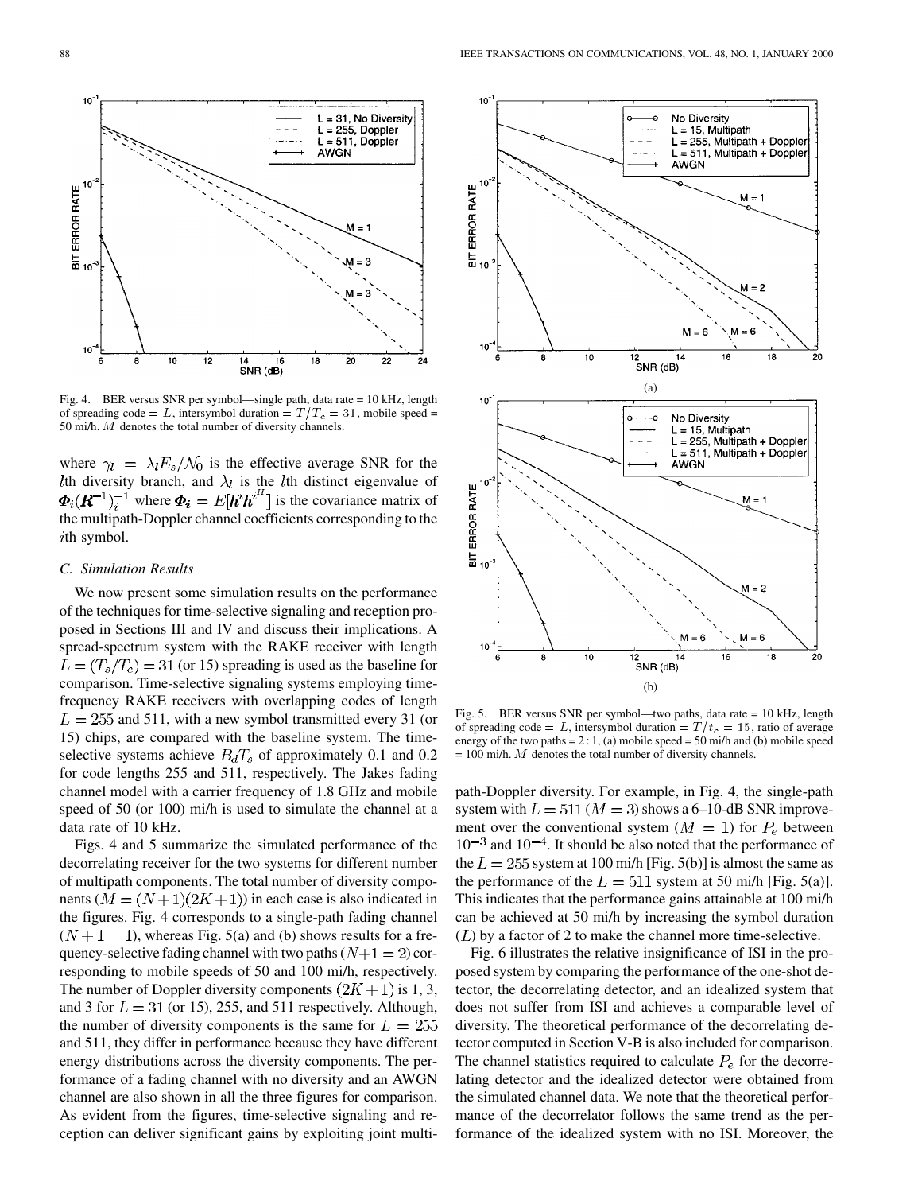Fig. 4. BER versus SNR per symbol—single path, data rate = 10 kHz, length of spreading code = $L$, intersymbol duration = $T/T_c = 31$, mobile speed = 50 mi/h. $M$ denotes the total number of diversity channels.

where $\gamma_l = \lambda_l E_s/\mathcal{N}_0$ is the effective average SNR for the $l$th diversity branch, and $\lambda_l$ is the $l$th distinct eigenvalue of $\boldsymbol{\Phi}_i(\boldsymbol{R}^{-1})_i^{-1}$ where $\boldsymbol{\Phi_i} = E[\boldsymbol{h}^i\boldsymbol{h}^{i^H}]$ is the covariance matrix of the multipath-Doppler channel coefficients corresponding to the $i$th symbol.

### C. Simulation Results

We now present some simulation results on the performance of the techniques for time-selective signaling and reception proposed in Sections III and IV and discuss their implications. A spread-spectrum system with the RAKE receiver with length $L = (T_s/T_c) = 31$ (or 15) spreading is used as the baseline for comparison. Time-selective signaling systems employing time-frequency RAKE receivers with overlapping codes of length $L = 255$ and 511, with a new symbol transmitted every 31 (or 15) chips, are compared with the baseline system. The time-selective systems achieve $B_d T_s$ of approximately 0.1 and 0.2 for code lengths 255 and 511, respectively. The Jakes fading channel model with a carrier frequency of 1.8 GHz and mobile speed of 50 (or 100) mi/h is used to simulate the channel at a data rate of 10 kHz.

Figs. 4 and 5 summarize the simulated performance of the decorrelating receiver for the two systems for different number of multipath components. The total number of diversity components ($M = (N+1)(2K+1)$) in each case is also indicated in the figures. Fig. 4 corresponds to a single-path fading channel ($N+1 = 1$), whereas Fig. 5(a) and (b) shows results for a frequency-selective fading channel with two paths ($N+1 = 2$) corresponding to mobile speeds of 50 and 100 mi/h, respectively. The number of Doppler diversity components $(2K+1)$ is 1, 3, and 3 for $L = 31$ (or 15), 255, and 511 respectively. Although, the number of diversity components is the same for $L = 255$ and 511, they differ in performance because they have different energy distributions across the diversity components. The performance of a fading channel with no diversity and an AWGN channel are also shown in all the three figures for comparison. As evident from the figures, time-selective signaling and reception can deliver significant gains by exploiting joint multipath-Doppler diversity. For example, in Fig. 4, the single-path system with $L = 511$ ($M = 3$) shows a 6–10-dB SNR improvement over the conventional system ($M = 1$) for $P_e$ between $10^{-3}$ and $10^{-4}$. It should be also noted that the performance of the $L = 255$ system at 100 mi/h [Fig. 5(b)] is almost the same as the performance of the $L = 511$ system at 50 mi/h [Fig. 5(a)]. This indicates that the performance gains attainable at 100 mi/h can be achieved at 50 mi/h by increasing the symbol duration ($L$) by a factor of 2 to make the channel more time-selective.

Fig. 5. BER versus SNR per symbol—two paths, data rate = 10 kHz, length of spreading code = $L$, intersymbol duration = $T/t_c = 15$, ratio of average energy of the two paths = 2 : 1, (a) mobile speed = 50 mi/h and (b) mobile speed = 100 mi/h. $M$ denotes the total number of diversity channels.

Fig. 6 illustrates the relative insignificance of ISI in the proposed system by comparing the performance of the one-shot detector, the decorrelating detector, and an idealized system that does not suffer from ISI and achieves a comparable level of diversity. The theoretical performance of the decorrelating detector computed in Section V-B is also included for comparison. The channel statistics required to calculate $P_e$ for the decorrelating detector and the idealized detector were obtained from the simulated channel data. We note that the theoretical performance of the decorrelator follows the same trend as the performance of the idealized system with no ISI. Moreover, the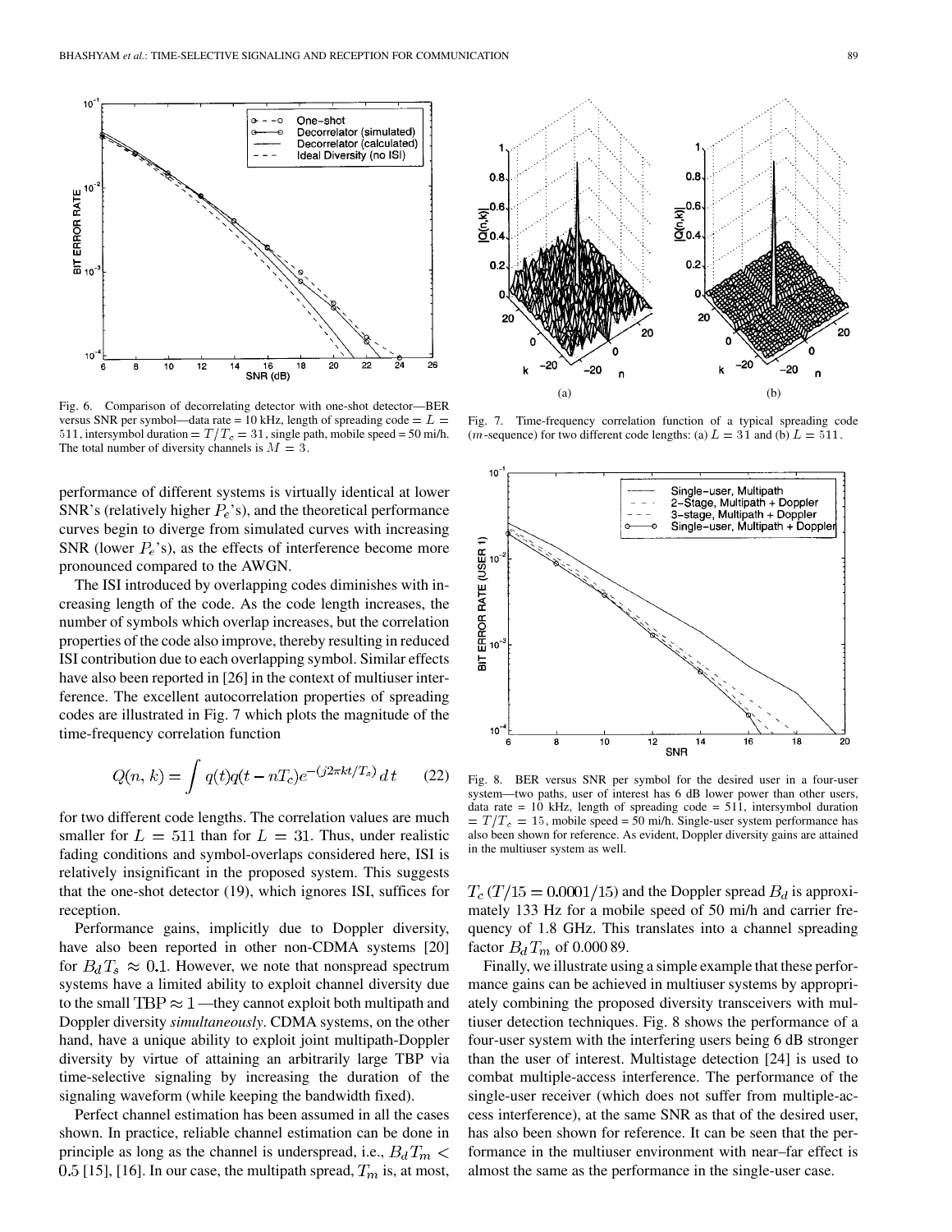Fig. 6. Comparison of decorrelating detector with one-shot detector—BER versus SNR per symbol—data rate = 10 kHz, length of spreading code = $L = 511$, intersymbol duration = $T/T_c = 31$, single path, mobile speed = 50 mi/h. The total number of diversity channels is $M = 3$.

Fig. 7. Time-frequency correlation function of a typical spreading code ($m$-sequence) for two different code lengths: (a) $L = 31$ and (b) $L = 511$.

performance of different systems is virtually identical at lower SNR's (relatively higher $P_e$'s), and the theoretical performance curves begin to diverge from simulated curves with increasing SNR (lower $P_e$'s), as the effects of interference become more pronounced compared to the AWGN.

The ISI introduced by overlapping codes diminishes with increasing length of the code. As the code length increases, the number of symbols which overlap increases, but the correlation properties of the code also improve, thereby resulting in reduced ISI contribution due to each overlapping symbol. Similar effects have also been reported in [26] in the context of multiuser interference. The excellent autocorrelation properties of spreading codes are illustrated in Fig. 7 which plots the magnitude of the time-frequency correlation function

$$Q(n, k) = \int q(t)q(t - nT_c)e^{-(j2\pi kt/T_s)}\, dt \qquad (22)$$

for two different code lengths. The correlation values are much smaller for $L = 511$ than for $L = 31$. Thus, under realistic fading conditions and symbol-overlaps considered here, ISI is relatively insignificant in the proposed system. This suggests that the one-shot detector (19), which ignores ISI, suffices for reception.

Performance gains, implicitly due to Doppler diversity, have also been reported in other non-CDMA systems [20] for $B_d T_s \approx 0.1$. However, we note that nonspread spectrum systems have a limited ability to exploit channel diversity due to the small $\text{TBP} \approx 1$—they cannot exploit both multipath and Doppler diversity *simultaneously*. CDMA systems, on the other hand, have a unique ability to exploit joint multipath-Doppler diversity by virtue of attaining an arbitrarily large TBP via time-selective signaling by increasing the duration of the signaling waveform (while keeping the bandwidth fixed).

Perfect channel estimation has been assumed in all the cases shown. In practice, reliable channel estimation can be done in principle as long as the channel is underspread, i.e., $B_d T_m < 0.5$ [15], [16]. In our case, the multipath spread, $T_m$ is, at most, $T_c\,(T/15 = 0.0001/15)$ and the Doppler spread $B_d$ is approximately 133 Hz for a mobile speed of 50 mi/h and carrier frequency of 1.8 GHz. This translates into a channel spreading factor $B_d T_m$ of 0.000 89.

Fig. 8. BER versus SNR per symbol for the desired user in a four-user system—two paths, user of interest has 6 dB lower power than other users, data rate = 10 kHz, length of spreading code = 511, intersymbol duration $= T/T_c = 15$, mobile speed = 50 mi/h. Single-user system performance has also been shown for reference. As evident, Doppler diversity gains are attained in the multiuser system as well.

Finally, we illustrate using a simple example that these performance gains can be achieved in multiuser systems by appropriately combining the proposed diversity transceivers with multiuser detection techniques. Fig. 8 shows the performance of a four-user system with the interfering users being 6 dB stronger than the user of interest. Multistage detection [24] is used to combat multiple-access interference. The performance of the single-user receiver (which does not suffer from multiple-access interference), at the same SNR as that of the desired user, has also been shown for reference. It can be seen that the performance in the multiuser environment with near–far effect is almost the same as the performance in the single-user case.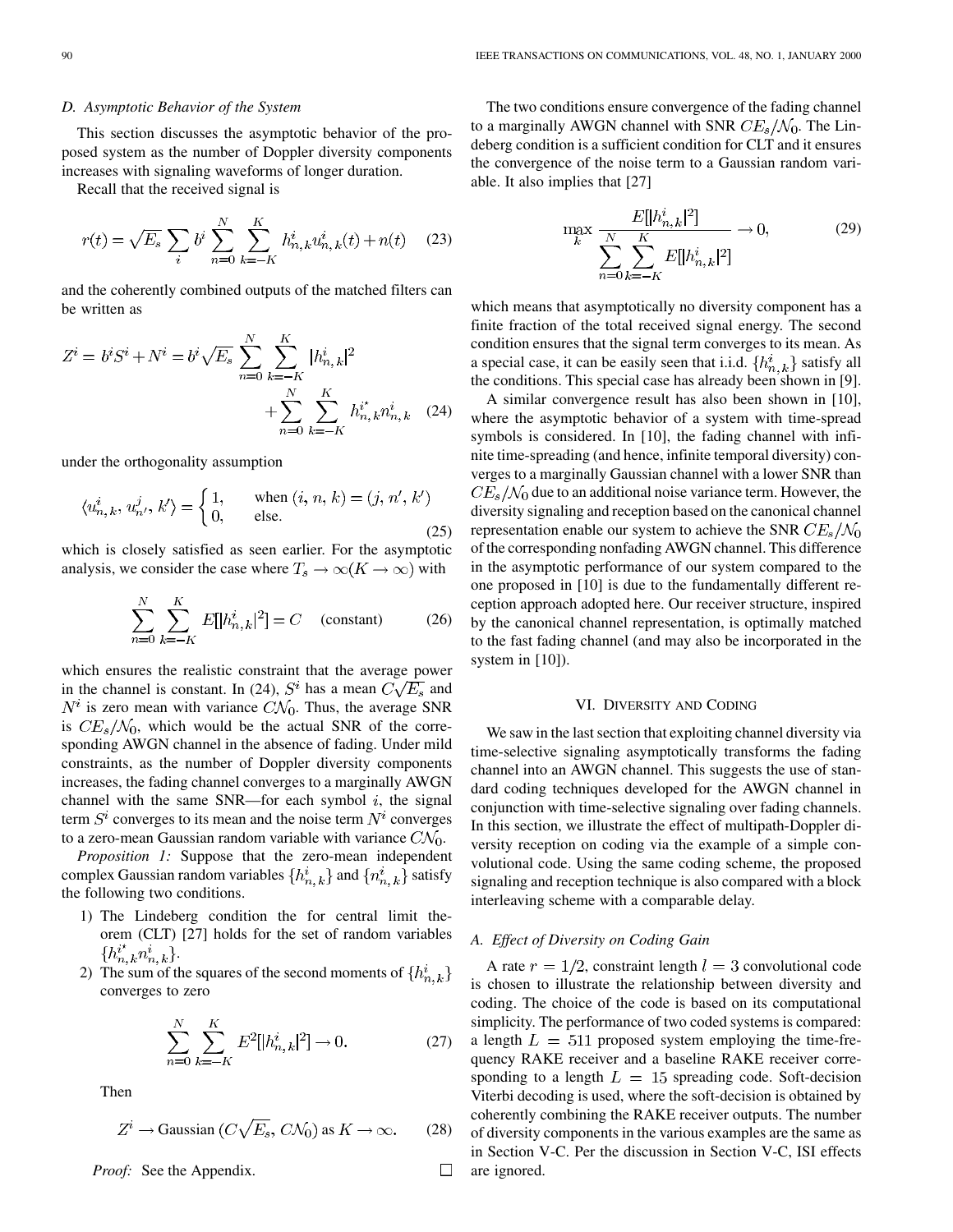### D. Asymptotic Behavior of the System

This section discusses the asymptotic behavior of the proposed system as the number of Doppler diversity components increases with signaling waveforms of longer duration.

Recall that the received signal is

$$r(t) = \sqrt{E_s} \sum_i b^i \sum_{n=0}^{N} \sum_{k=-K}^{K} h_{n,k}^i u_{n,k}^i(t) + n(t) \quad (23)$$

and the coherently combined outputs of the matched filters can be written as

$$Z^i = b^i S^i + N^i = b^i \sqrt{E_s} \sum_{n=0}^{N} \sum_{k=-K}^{K} |h_{n,k}^i|^2 + \sum_{n=0}^{N} \sum_{k=-K}^{K} h_{n,k}^{i*} n_{n,k}^i \quad (24)$$

under the orthogonality assumption

$$\langle u_{n,k}^i, u_{n',k'}^j \rangle = \begin{cases} 1, & \text{when } (i, n, k) = (j, n', k') \\ 0, & \text{else.} \end{cases} \quad (25)$$

which is closely satisfied as seen earlier. For the asymptotic analysis, we consider the case where $T_s \to \infty (K \to \infty)$ with

$$\sum_{n=0}^{N} \sum_{k=-K}^{K} E[|h_{n,k}^i|^2] = C \quad \text{(constant)} \quad (26)$$

which ensures the realistic constraint that the average power in the channel is constant. In (24), $S^i$ has a mean $C\sqrt{E_s}$ and $N^i$ is zero mean with variance $C\mathcal{N}_0$. Thus, the average SNR is $CE_s/\mathcal{N}_0$, which would be the actual SNR of the corresponding AWGN channel in the absence of fading. Under mild constraints, as the number of Doppler diversity components increases, the fading channel converges to a marginally AWGN channel with the same SNR—for each symbol $i$, the signal term $S^i$ converges to its mean and the noise term $N^i$ converges to a zero-mean Gaussian random variable with variance $C\mathcal{N}_0$.

*Proposition 1:* Suppose that the zero-mean independent complex Gaussian random variables $\{h_{n,k}^i\}$ and $\{n_{n,k}^i\}$ satisfy the following two conditions.

1) The Lindeberg condition the for central limit theorem (CLT) [27] holds for the set of random variables $\{h_{n,k}^{i*} n_{n,k}^i\}$.
2) The sum of the squares of the second moments of $\{h_{n,k}^i\}$ converges to zero

$$\sum_{n=0}^{N} \sum_{k=-K}^{K} E^2[|h_{n,k}^i|^2] \to 0. \quad (27)$$

Then

$$Z^i \to \text{Gaussian}\,(C\sqrt{E_s}, C\mathcal{N}_0) \text{ as } K \to \infty. \quad (28)$$

*Proof:* See the Appendix. □

The two conditions ensure convergence of the fading channel to a marginally AWGN channel with SNR $CE_s/\mathcal{N}_0$. The Lindeberg condition is a sufficient condition for CLT and it ensures the convergence of the noise term to a Gaussian random variable. It also implies that [27]

$$\max_k \frac{E[|h_{n,k}^i|^2]}{\sum_{n=0}^{N} \sum_{k=-K}^{K} E[|h_{n,k}^i|^2]} \to 0, \quad (29)$$

which means that asymptotically no diversity component has a finite fraction of the total received signal energy. The second condition ensures that the signal term converges to its mean. As a special case, it can be easily seen that i.i.d. $\{h_{n,k}^i\}$ satisfy all the conditions. This special case has already been shown in [9].

A similar convergence result has also been shown in [10], where the asymptotic behavior of a system with time-spread symbols is considered. In [10], the fading channel with infinite time-spreading (and hence, infinite temporal diversity) converges to a marginally Gaussian channel with a lower SNR than $CE_s/\mathcal{N}_0$ due to an additional noise variance term. However, the diversity signaling and reception based on the canonical channel representation enable our system to achieve the SNR $CE_s/\mathcal{N}_0$ of the corresponding nonfading AWGN channel. This difference in the asymptotic performance of our system compared to the one proposed in [10] is due to the fundamentally different reception approach adopted here. Our receiver structure, inspired by the canonical channel representation, is optimally matched to the fast fading channel (and may also be incorporated in the system in [10]).

## VI. Diversity and Coding

We saw in the last section that exploiting channel diversity via time-selective signaling asymptotically transforms the fading channel into an AWGN channel. This suggests the use of standard coding techniques developed for the AWGN channel in conjunction with time-selective signaling over fading channels. In this section, we illustrate the effect of multipath-Doppler diversity reception on coding via the example of a simple convolutional code. Using the same coding scheme, the proposed signaling and reception technique is also compared with a block interleaving scheme with a comparable delay.

### A. Effect of Diversity on Coding Gain

A rate $r = 1/2$, constraint length $l = 3$ convolutional code is chosen to illustrate the relationship between diversity and coding. The choice of the code is based on its computational simplicity. The performance of two coded systems is compared: a length $L = 511$ proposed system employing the time-frequency RAKE receiver and a baseline RAKE receiver corresponding to a length $L = 15$ spreading code. Soft-decision Viterbi decoding is used, where the soft-decision is obtained by coherently combining the RAKE receiver outputs. The number of diversity components in the various examples are the same as in Section V-C. Per the discussion in Section V-C, ISI effects are ignored.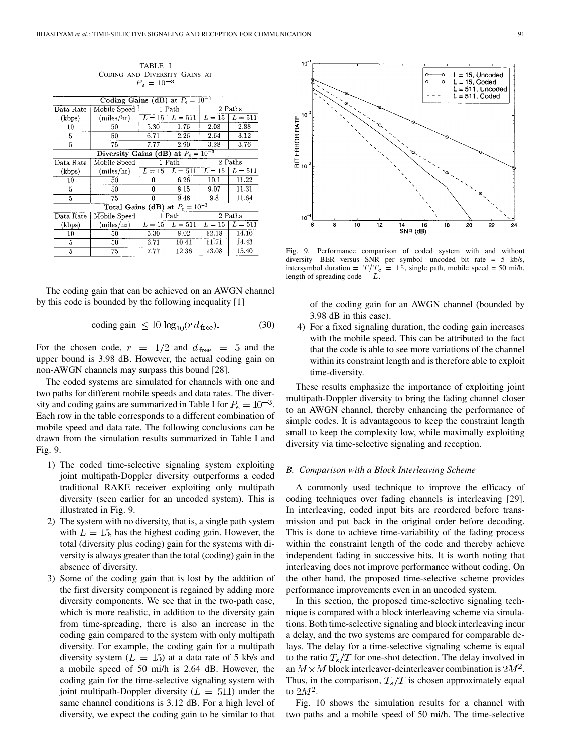TABLE I
CODING AND DIVERSITY GAINS AT $P_e = 10^{-3}$

| Coding Gains (dB) at $P_e = 10^{-3}$ | | | | | |
|---|---|---|---|---|---|
| Data Rate (kbps) | Mobile Speed (miles/hr) | 1 Path | | 2 Paths | |
| | | $L = 15$ | $L = 511$ | $L = 15$ | $L = 511$ |
| 10 | 50 | 5.30 | 1.76 | 2.08 | 2.88 |
| 5 | 50 | 6.71 | 2.26 | 2.64 | 3.12 |
| 5 | 75 | 7.77 | 2.90 | 3.28 | 3.76 |
| **Diversity Gains (dB) at $P_e = 10^{-3}$** | | | | | |
| Data Rate (kbps) | Mobile Speed (miles/hr) | 1 Path | | 2 Paths | |
| | | $L = 15$ | $L = 511$ | $L = 15$ | $L = 511$ |
| 10 | 50 | 0 | 6.26 | 10.1 | 11.22 |
| 5 | 50 | 0 | 8.15 | 9.07 | 11.31 |
| 5 | 75 | 0 | 9.46 | 9.8 | 11.64 |
| **Total Gains (dB) at $P_e = 10^{-3}$** | | | | | |
| Data Rate (kbps) | Mobile Speed (miles/hr) | 1 Path | | 2 Paths | |
| | | $L = 15$ | $L = 511$ | $L = 15$ | $L = 511$ |
| 10 | 50 | 5.30 | 8.02 | 12.18 | 14.10 |
| 5 | 50 | 6.71 | 10.41 | 11.71 | 14.43 |
| 5 | 75 | 7.77 | 12.36 | 13.08 | 15.40 |

The coding gain that can be achieved on an AWGN channel by this code is bounded by the following inequality [1]

$$\text{coding gain} \leq 10\,\log_{10}(r\,d_{\text{free}}). \tag{30}$$

For the chosen code, $r = 1/2$ and $d_{\text{free}} = 5$ and the upper bound is 3.98 dB. However, the actual coding gain on non-AWGN channels may surpass this bound [28].

The coded systems are simulated for channels with one and two paths for different mobile speeds and data rates. The diversity and coding gains are summarized in Table I for $P_e = 10^{-3}$. Each row in the table corresponds to a different combination of mobile speed and data rate. The following conclusions can be drawn from the simulation results summarized in Table I and Fig. 9.

1) The coded time-selective signaling system exploiting joint multipath-Doppler diversity outperforms a coded traditional RAKE receiver exploiting only multipath diversity (seen earlier for an uncoded system). This is illustrated in Fig. 9.
2) The system with no diversity, that is, a single path system with $L = 15$, has the highest coding gain. However, the total (diversity plus coding) gain for the systems with diversity is always greater than the total (coding) gain in the absence of diversity.
3) Some of the coding gain that is lost by the addition of the first diversity component is regained by adding more diversity components. We see that in the two-path case, which is more realistic, in addition to the diversity gain from time-spreading, there is also an increase in the coding gain compared to the system with only multipath diversity. For example, the coding gain for a multipath diversity system ($L = 15$) at a data rate of 5 kb/s and a mobile speed of 50 mi/h is 2.64 dB. However, the coding gain for the time-selective signaling system with joint multipath-Doppler diversity ($L = 511$) under the same channel conditions is 3.12 dB. For a high level of diversity, we expect the coding gain to be similar to that of the coding gain for an AWGN channel (bounded by 3.98 dB in this case).
4) For a fixed signaling duration, the coding gain increases with the mobile speed. This can be attributed to the fact that the code is able to see more variations of the channel within its constraint length and is therefore able to exploit time-diversity.

Fig. 9. Performance comparison of coded system with and without diversity—BER versus SNR per symbol—uncoded bit rate = 5 kb/s, intersymbol duration = $T/T_c = 15$, single path, mobile speed = 50 mi/h, length of spreading code = $L$.

These results emphasize the importance of exploiting joint multipath-Doppler diversity to bring the fading channel closer to an AWGN channel, thereby enhancing the performance of simple codes. It is advantageous to keep the constraint length small to keep the complexity low, while maximally exploiting diversity via time-selective signaling and reception.

### B. Comparison with a Block Interleaving Scheme

A commonly used technique to improve the efficacy of coding techniques over fading channels is interleaving [29]. In interleaving, coded input bits are reordered before transmission and put back in the original order before decoding. This is done to achieve time-variability of the fading process within the constraint length of the code and thereby achieve independent fading in successive bits. It is worth noting that interleaving does not improve performance without coding. On the other hand, the proposed time-selective scheme provides performance improvements even in an uncoded system.

In this section, the proposed time-selective signaling technique is compared with a block interleaving scheme via simulations. Both time-selective signaling and block interleaving incur a delay, and the two systems are compared for comparable delays. The delay for a time-selective signaling scheme is equal to the ratio $T_s/T$ for one-shot detection. The delay involved in an $M \times M$ block interleaver-deinterleaver combination is $2M^2$. Thus, in the comparison, $T_s/T$ is chosen approximately equal to $2M^2$.

Fig. 10 shows the simulation results for a channel with two paths and a mobile speed of 50 mi/h. The time-selective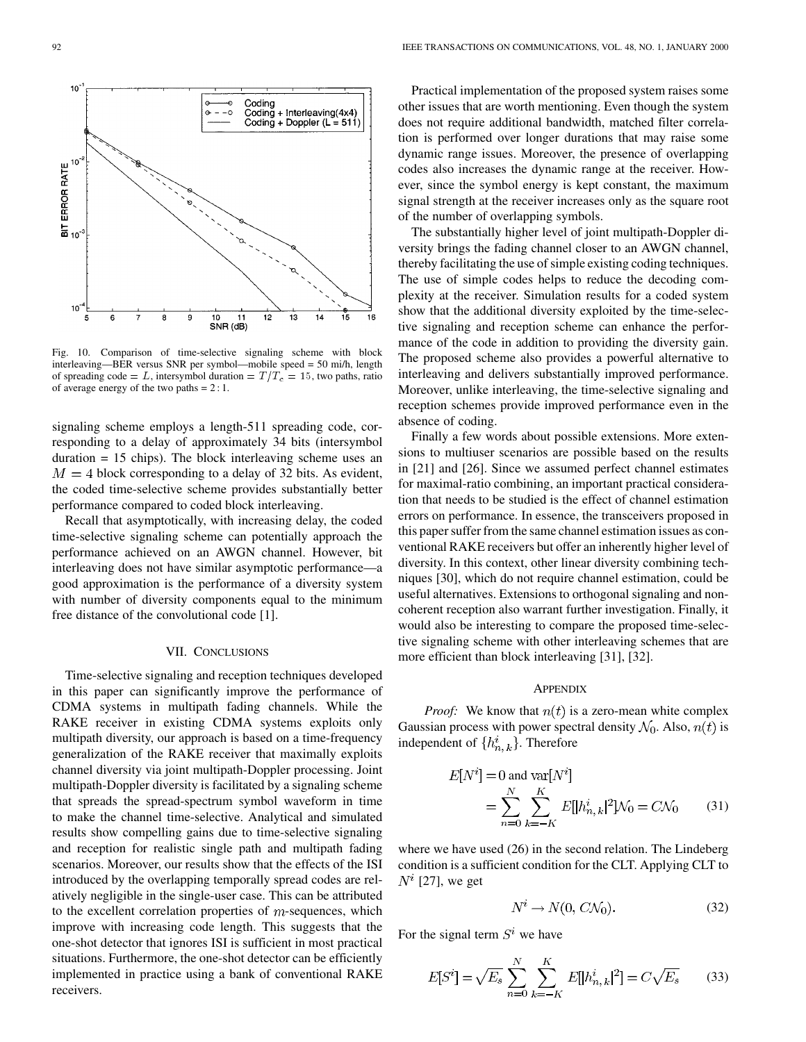Fig. 10. Comparison of time-selective signaling scheme with block interleaving—BER versus SNR per symbol—mobile speed = 50 mi/h, length of spreading code = $L$, intersymbol duration = $T/T_c = 15$, two paths, ratio of average energy of the two paths = 2 : 1.

signaling scheme employs a length-511 spreading code, corresponding to a delay of approximately 34 bits (intersymbol duration = 15 chips). The block interleaving scheme uses an $M = 4$ block corresponding to a delay of 32 bits. As evident, the coded time-selective scheme provides substantially better performance compared to coded block interleaving.

Recall that asymptotically, with increasing delay, the coded time-selective signaling scheme can potentially approach the performance achieved on an AWGN channel. However, bit interleaving does not have similar asymptotic performance—a good approximation is the performance of a diversity system with number of diversity components equal to the minimum free distance of the convolutional code [1].

## VII. Conclusions

Time-selective signaling and reception techniques developed in this paper can significantly improve the performance of CDMA systems in multipath fading channels. While the RAKE receiver in existing CDMA systems exploits only multipath diversity, our approach is based on a time-frequency generalization of the RAKE receiver that maximally exploits channel diversity via joint multipath-Doppler processing. Joint multipath-Doppler diversity is facilitated by a signaling scheme that spreads the spread-spectrum symbol waveform in time to make the channel time-selective. Analytical and simulated results show compelling gains due to time-selective signaling and reception for realistic single path and multipath fading scenarios. Moreover, our results show that the effects of the ISI introduced by the overlapping temporally spread codes are relatively negligible in the single-user case. This can be attributed to the excellent correlation properties of $m$-sequences, which improve with increasing code length. This suggests that the one-shot detector that ignores ISI is sufficient in most practical situations. Furthermore, the one-shot detector can be efficiently implemented in practice using a bank of conventional RAKE receivers.

Practical implementation of the proposed system raises some other issues that are worth mentioning. Even though the system does not require additional bandwidth, matched filter correlation is performed over longer durations that may raise some dynamic range issues. Moreover, the presence of overlapping codes also increases the dynamic range at the receiver. However, since the symbol energy is kept constant, the maximum signal strength at the receiver increases only as the square root of the number of overlapping symbols.

The substantially higher level of joint multipath-Doppler diversity brings the fading channel closer to an AWGN channel, thereby facilitating the use of simple existing coding techniques. The use of simple codes helps to reduce the decoding complexity at the receiver. Simulation results for a coded system show that the additional diversity exploited by the time-selective signaling and reception scheme can enhance the performance of the code in addition to providing the diversity gain. The proposed scheme also provides a powerful alternative to interleaving and delivers substantially improved performance. Moreover, unlike interleaving, the time-selective signaling and reception schemes provide improved performance even in the absence of coding.

Finally a few words about possible extensions. More extensions to multiuser scenarios are possible based on the results in [21] and [26]. Since we assumed perfect channel estimates for maximal-ratio combining, an important practical consideration that needs to be studied is the effect of channel estimation errors on performance. In essence, the transceivers proposed in this paper suffer from the same channel estimation issues as conventional RAKE receivers but offer an inherently higher level of diversity. In this context, other linear diversity combining techniques [30], which do not require channel estimation, could be useful alternatives. Extensions to orthogonal signaling and noncoherent reception also warrant further investigation. Finally, it would also be interesting to compare the proposed time-selective signaling scheme with other interleaving schemes that are more efficient than block interleaving [31], [32].

## Appendix

*Proof:* We know that $n(t)$ is a zero-mean white complex Gaussian process with power spectral density $\mathcal{N}_0$. Also, $n(t)$ is independent of $\{h^i_{n,k}\}$. Therefore

$$E[N^i] = 0 \text{ and } \mathrm{var}[N^i] = \sum_{n=0}^{N}\sum_{k=-K}^{K} E[|h^i_{n,k}|^2]\mathcal{N}_0 = C\mathcal{N}_0 \tag{31}$$

where we have used (26) in the second relation. The Lindeberg condition is a sufficient condition for the CLT. Applying CLT to $N^i$ [27], we get

$$N^i \rightarrow N(0, C\mathcal{N}_0). \tag{32}$$

For the signal term $S^i$ we have

$$E[S^i] = \sqrt{E_s}\sum_{n=0}^{N}\sum_{k=-K}^{K} E[|h^i_{n,k}|^2] = C\sqrt{E_s} \tag{33}$$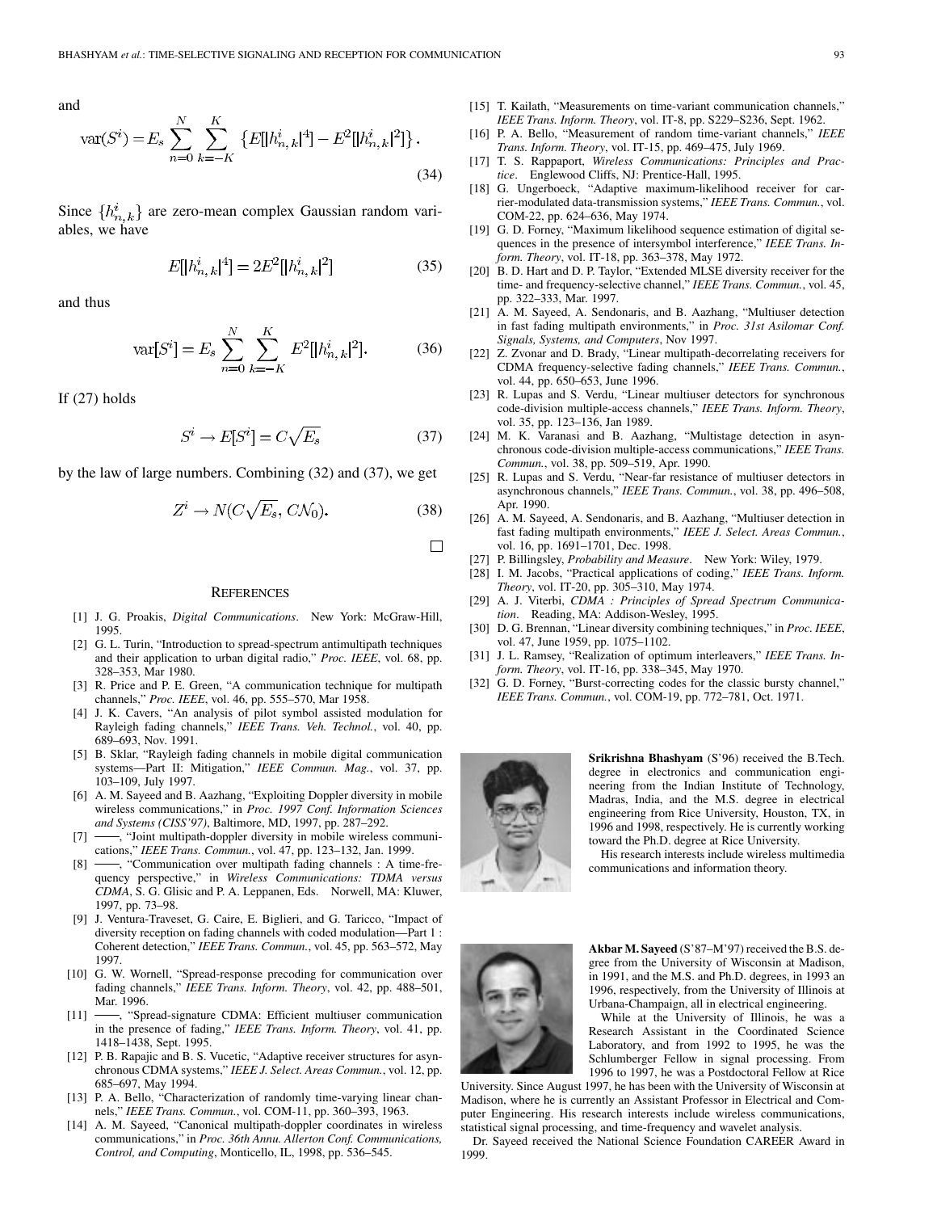and

$$\text{var}(S^i) = E_s \sum_{n=0}^{N} \sum_{k=-K}^{K} \left\{ E[|h_{n,k}^i|^4] - E^2[|h_{n,k}^i|^2] \right\}. \tag{34}$$

Since $\{h_{n,k}^i\}$ are zero-mean complex Gaussian random variables, we have

$$E[|h_{n,k}^i|^4] = 2E^2[|h_{n,k}^i|^2] \tag{35}$$

and thus

$$\text{var}[S^i] = E_s \sum_{n=0}^{N} \sum_{k=-K}^{K} E^2[|h_{n,k}^i|^2]. \tag{36}$$

If (27) holds

$$S^i \to E[S^i] = C\sqrt{E_s} \tag{37}$$

by the law of large numbers. Combining (32) and (37), we get

$$Z^i \to N(C\sqrt{E_s}, C\mathcal{N}_0). \tag{38}$$

□

## References

[1] J. G. Proakis, *Digital Communications*. New York: McGraw-Hill, 1995.

[2] G. L. Turin, "Introduction to spread-spectrum antimultipath techniques and their application to urban digital radio," *Proc. IEEE*, vol. 68, pp. 328–353, Mar 1980.

[3] R. Price and P. E. Green, "A communication technique for multipath channels," *Proc. IEEE*, vol. 46, pp. 555–570, Mar 1958.

[4] J. K. Cavers, "An analysis of pilot symbol assisted modulation for Rayleigh fading channels," *IEEE Trans. Veh. Technol.*, vol. 40, pp. 689–693, Nov. 1991.

[5] B. Sklar, "Rayleigh fading channels in mobile digital communication systems—Part II: Mitigation," *IEEE Commun. Mag.*, vol. 37, pp. 103–109, July 1997.

[6] A. M. Sayeed and B. Aazhang, "Exploiting Doppler diversity in mobile wireless communications," in *Proc. 1997 Conf. Information Sciences and Systems (CISS'97)*, Baltimore, MD, 1997, pp. 287–292.

[7] ——, "Joint multipath-doppler diversity in mobile wireless communications," *IEEE Trans. Commun.*, vol. 47, pp. 123–132, Jan. 1999.

[8] ——, "Communication over multipath fading channels : A time-frequency perspective," in *Wireless Communications: TDMA versus CDMA*, S. G. Glisic and P. A. Leppanen, Eds. Norwell, MA: Kluwer, 1997, pp. 73–98.

[9] J. Ventura-Traveset, G. Caire, E. Biglieri, and G. Taricco, "Impact of diversity reception on fading channels with coded modulation—Part 1 : Coherent detection," *IEEE Trans. Commun.*, vol. 45, pp. 563–572, May 1997.

[10] G. W. Wornell, "Spread-response precoding for communication over fading channels," *IEEE Trans. Inform. Theory*, vol. 42, pp. 488–501, Mar. 1996.

[11] ——, "Spread-signature CDMA: Efficient multiuser communication in the presence of fading," *IEEE Trans. Inform. Theory*, vol. 41, pp. 1418–1438, Sept. 1995.

[12] P. B. Rapajic and B. S. Vucetic, "Adaptive receiver structures for asynchronous CDMA systems," *IEEE J. Select. Areas Commun.*, vol. 12, pp. 685–697, May 1994.

[13] P. A. Bello, "Characterization of randomly time-varying linear channels," *IEEE Trans. Commun.*, vol. COM-11, pp. 360–393, 1963.

[14] A. M. Sayeed, "Canonical multipath-doppler coordinates in wireless communications," in *Proc. 36th Annu. Allerton Conf. Communications, Control, and Computing*, Monticello, IL, 1998, pp. 536–545.

[15] T. Kailath, "Measurements on time-variant communication channels," *IEEE Trans. Inform. Theory*, vol. IT-8, pp. S229–S236, Sept. 1962.

[16] P. A. Bello, "Measurement of random time-variant channels," *IEEE Trans. Inform. Theory*, vol. IT-15, pp. 469–475, July 1969.

[17] T. S. Rappaport, *Wireless Communications: Principles and Practice*. Englewood Cliffs, NJ: Prentice-Hall, 1995.

[18] G. Ungerboeck, "Adaptive maximum-likelihood receiver for carrier-modulated data-transmission systems," *IEEE Trans. Commun.*, vol. COM-22, pp. 624–636, May 1974.

[19] G. D. Forney, "Maximum likelihood sequence estimation of digital sequences in the presence of intersymbol interference," *IEEE Trans. Inform. Theory*, vol. IT-18, pp. 363–378, May 1972.

[20] B. D. Hart and D. P. Taylor, "Extended MLSE diversity receiver for the time- and frequency-selective channel," *IEEE Trans. Commun.*, vol. 45, pp. 322–333, Mar. 1997.

[21] A. M. Sayeed, A. Sendonaris, and B. Aazhang, "Multiuser detection in fast fading multipath environments," in *Proc. 31st Asilomar Conf. Signals, Systems, and Computers*, Nov 1997.

[22] Z. Zvonar and D. Brady, "Linear multipath-decorrelating receivers for CDMA frequency-selective fading channels," *IEEE Trans. Commun.*, vol. 44, pp. 650–653, June 1996.

[23] R. Lupas and S. Verdu, "Linear multiuser detectors for synchronous code-division multiple-access channels," *IEEE Trans. Inform. Theory*, vol. 35, pp. 123–136, Jan 1989.

[24] M. K. Varanasi and B. Aazhang, "Multistage detection in asynchronous code-division multiple-access communications," *IEEE Trans. Commun.*, vol. 38, pp. 509–519, Apr. 1990.

[25] R. Lupas and S. Verdu, "Near-far resistance of multiuser detectors in asynchronous channels," *IEEE Trans. Commun.*, vol. 38, pp. 496–508, Apr. 1990.

[26] A. M. Sayeed, A. Sendonaris, and B. Aazhang, "Multiuser detection in fast fading multipath environments," *IEEE J. Select. Areas Commun.*, vol. 16, pp. 1691–1701, Dec. 1998.

[27] P. Billingsley, *Probability and Measure*. New York: Wiley, 1979.

[28] I. M. Jacobs, "Practical applications of coding," *IEEE Trans. Inform. Theory*, vol. IT-20, pp. 305–310, May 1974.

[29] A. J. Viterbi, *CDMA : Principles of Spread Spectrum Communication*. Reading, MA: Addison-Wesley, 1995.

[30] D. G. Brennan, "Linear diversity combining techniques," in *Proc. IEEE*, vol. 47, June 1959, pp. 1075–1102.

[31] J. L. Ramsey, "Realization of optimum interleavers," *IEEE Trans. Inform. Theory*, vol. IT-16, pp. 338–345, May 1970.

[32] G. D. Forney, "Burst-correcting codes for the classic bursty channel," *IEEE Trans. Commun.*, vol. COM-19, pp. 772–781, Oct. 1971.

**Srikrishna Bhashyam** (S'96) received the B.Tech. degree in electronics and communication engineering from the Indian Institute of Technology, Madras, India, and the M.S. degree in electrical engineering from Rice University, Houston, TX, in 1996 and 1998, respectively. He is currently working toward the Ph.D. degree at Rice University.

His research interests include wireless multimedia communications and information theory.

**Akbar M. Sayeed** (S'87–M'97) received the B.S. degree from the University of Wisconsin at Madison, in 1991, and the M.S. and Ph.D. degrees, in 1993 an 1996, respectively, from the University of Illinois at Urbana-Champaign, all in electrical engineering.

While at the University of Illinois, he was a Research Assistant in the Coordinated Science Laboratory, and from 1992 to 1995, he was the Schlumberger Fellow in signal processing. From 1996 to 1997, he was a Postdoctoral Fellow at Rice University. Since August 1997, he has been with the University of Wisconsin at Madison, where he is currently an Assistant Professor in Electrical and Computer Engineering. His research interests include wireless communications, statistical signal processing, and time-frequency and wavelet analysis.

Dr. Sayeed received the National Science Foundation CAREER Award in 1999.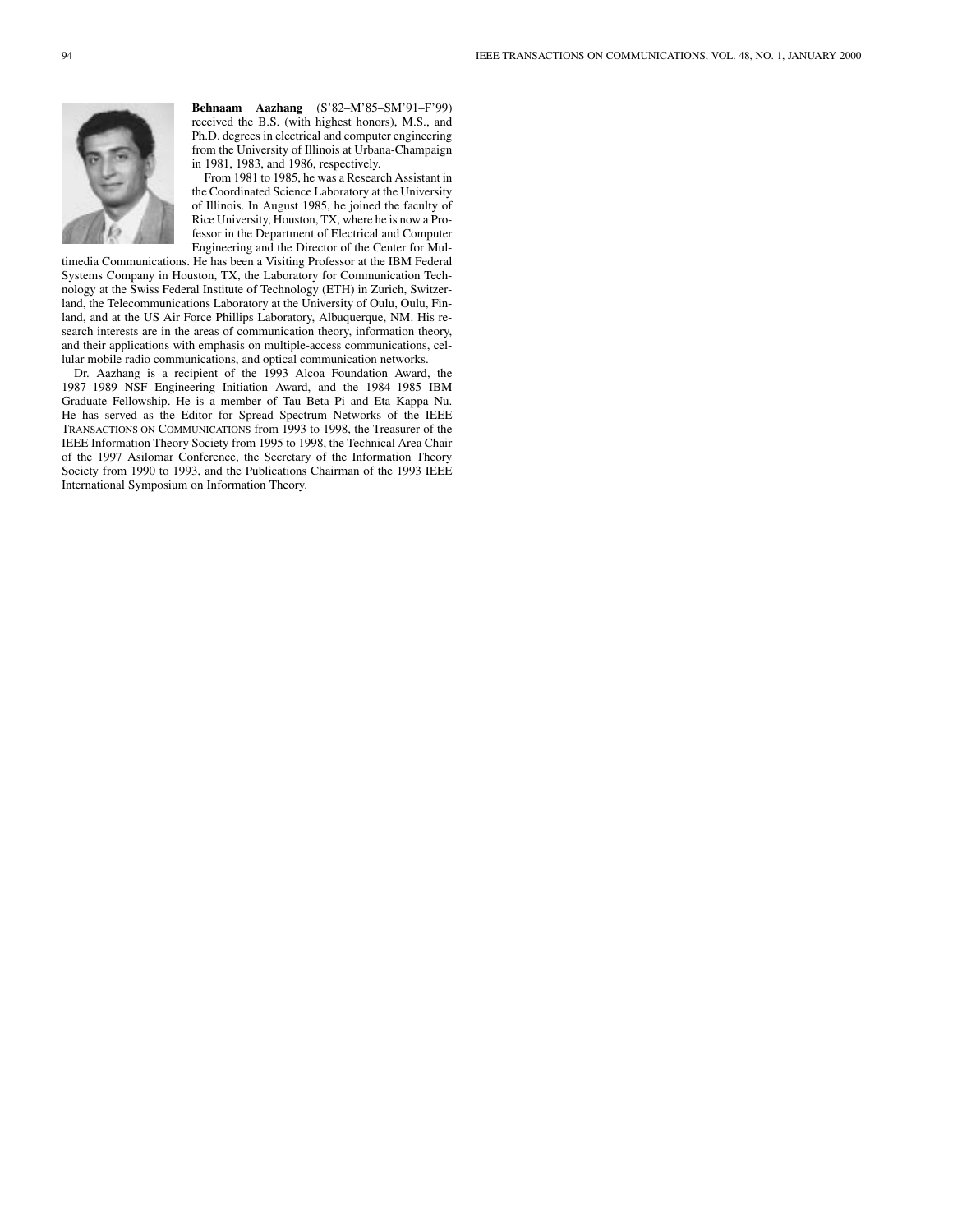**Behnaam Aazhang** (S'82–M'85–SM'91–F'99) received the B.S. (with highest honors), M.S., and Ph.D. degrees in electrical and computer engineering from the University of Illinois at Urbana-Champaign in 1981, 1983, and 1986, respectively.

From 1981 to 1985, he was a Research Assistant in the Coordinated Science Laboratory at the University of Illinois. In August 1985, he joined the faculty of Rice University, Houston, TX, where he is now a Professor in the Department of Electrical and Computer Engineering and the Director of the Center for Multimedia Communications. He has been a Visiting Professor at the IBM Federal Systems Company in Houston, TX, the Laboratory for Communication Technology at the Swiss Federal Institute of Technology (ETH) in Zurich, Switzerland, the Telecommunications Laboratory at the University of Oulu, Oulu, Finland, and at the US Air Force Phillips Laboratory, Albuquerque, NM. His research interests are in the areas of communication theory, information theory, and their applications with emphasis on multiple-access communications, cellular mobile radio communications, and optical communication networks.

Dr. Aazhang is a recipient of the 1993 Alcoa Foundation Award, the 1987–1989 NSF Engineering Initiation Award, and the 1984–1985 IBM Graduate Fellowship. He is a member of Tau Beta Pi and Eta Kappa Nu. He has served as the Editor for Spread Spectrum Networks of the IEEE TRANSACTIONS ON COMMUNICATIONS from 1993 to 1998, the Treasurer of the IEEE Information Theory Society from 1995 to 1998, the Technical Area Chair of the 1997 Asilomar Conference, the Secretary of the Information Theory Society from 1990 to 1993, and the Publications Chairman of the 1993 IEEE International Symposium on Information Theory.